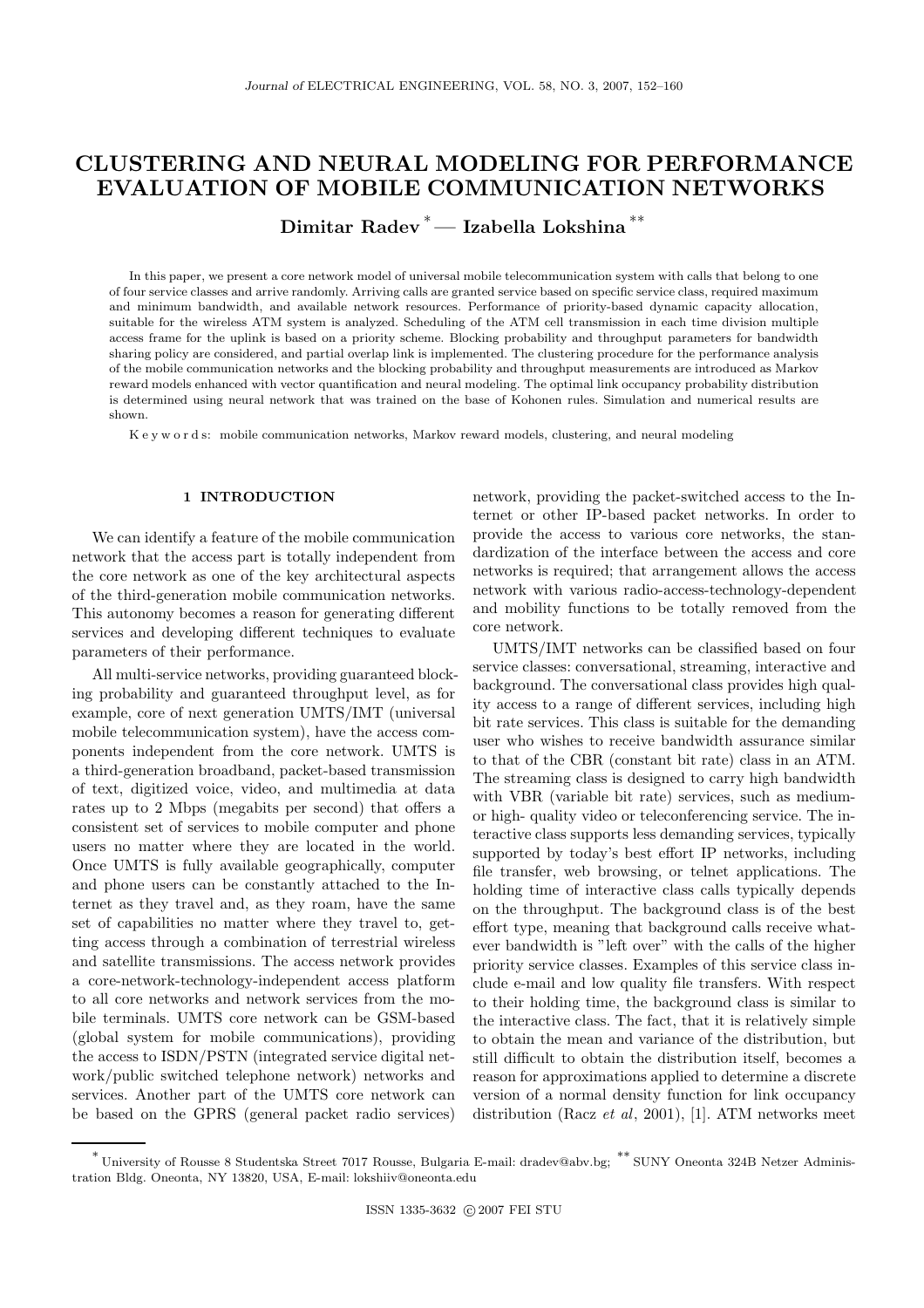# CLUSTERING AND NEURAL MODELING FOR PERFORMANCE EVALUATION OF MOBILE COMMUNICATION NETWORKS

**Dimitar Radev** [*] — **Izabella Lokshina** [**]

In this paper, we present a core network model of universal mobile telecommunication system with calls that belong to one of four service classes and arrive randomly. Arriving calls are granted service based on specific service class, required maximum and minimum bandwidth, and available network resources. Performance of priority-based dynamic capacity allocation, suitable for the wireless ATM system is analyzed. Scheduling of the ATM cell transmission in each time division multiple access frame for the uplink is based on a priority scheme. Blocking probability and throughput parameters for bandwidth sharing policy are considered, and partial overlap link is implemented. The clustering procedure for the performance analysis of the mobile communication networks and the blocking probability and throughput measurements are introduced as Markov reward models enhanced with vector quantification and neural modeling. The optimal link occupancy probability distribution is determined using neural network that was trained on the base of Kohonen rules. Simulation and numerical results are shown.

K e y w o r d s: mobile communication networks, Markov reward models, clustering, and neural modeling

## 1 INTRODUCTION

We can identify a feature of the mobile communication network that the access part is totally independent from the core network as one of the key architectural aspects of the third-generation mobile communication networks. This autonomy becomes a reason for generating different services and developing different techniques to evaluate parameters of their performance.

All multi-service networks, providing guaranteed blocking probability and guaranteed throughput level, as for example, core of next generation UMTS/IMT (universal mobile telecommunication system), have the access components independent from the core network. UMTS is a third-generation broadband, packet-based transmission of text, digitized voice, video, and multimedia at data rates up to 2 Mbps (megabits per second) that offers a consistent set of services to mobile computer and phone users no matter where they are located in the world. Once UMTS is fully available geographically, computer and phone users can be constantly attached to the Internet as they travel and, as they roam, have the same set of capabilities no matter where they travel to, getting access through a combination of terrestrial wireless and satellite transmissions. The access network provides a core-network-technology-independent access platform to all core networks and network services from the mobile terminals. UMTS core network can be GSM-based (global system for mobile communications), providing the access to ISDN/PSTN (integrated service digital network/public switched telephone network) networks and services. Another part of the UMTS core network can be based on the GPRS (general packet radio services) network, providing the packet-switched access to the Internet or other IP-based packet networks. In order to provide the access to various core networks, the standardization of the interface between the access and core networks is required; that arrangement allows the access network with various radio-access-technology-dependent and mobility functions to be totally removed from the core network.

UMTS/IMT networks can be classified based on four service classes: conversational, streaming, interactive and background. The conversational class provides high quality access to a range of different services, including high bit rate services. This class is suitable for the demanding user who wishes to receive bandwidth assurance similar to that of the CBR (constant bit rate) class in an ATM. The streaming class is designed to carry high bandwidth with VBR (variable bit rate) services, such as medium- or high- quality video or teleconferencing service. The interactive class supports less demanding services, typically supported by today's best effort IP networks, including file transfer, web browsing, or telnet applications. The holding time of interactive class calls typically depends on the throughput. The background class is of the best effort type, meaning that background calls receive whatever bandwidth is "left over" with the calls of the higher priority service classes. Examples of this service class include e-mail and low quality file transfers. With respect to their holding time, the background class is similar to the interactive class. The fact, that it is relatively simple to obtain the mean and variance of the distribution, but still difficult to obtain the distribution itself, becomes a reason for approximations applied to determine a discrete version of a normal density function for link occupancy distribution (Racz *et al*, 2001), [1]. ATM networks meet

[*] University of Rousse 8 Studentska Street 7017 Rousse, Bulgaria E-mail: dradev@abv.bg; [**] SUNY Oneonta 324B Netzer Administration Bldg. Oneonta, NY 13820, USA, E-mail: lokshiiv@oneonta.edu

ISSN 1335-3632 © 2007 FEI STU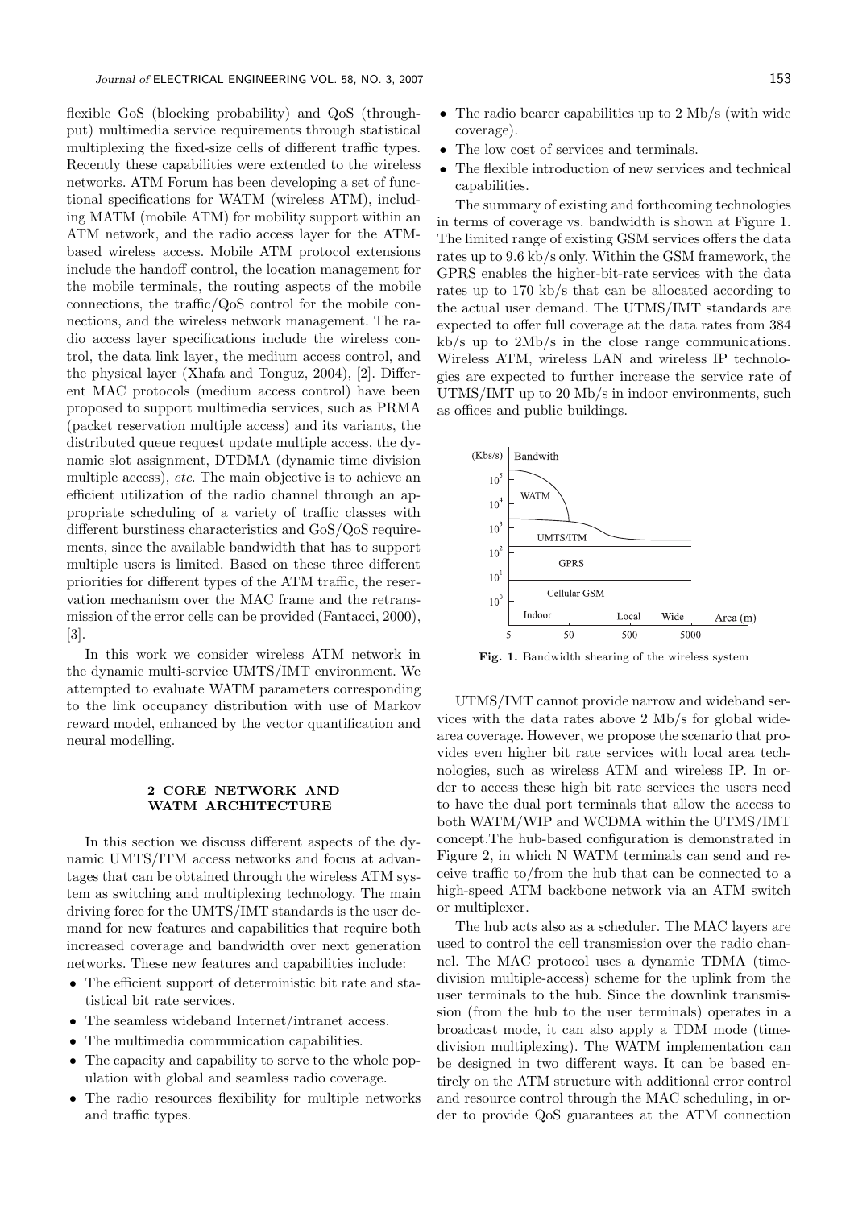flexible GoS (blocking probability) and QoS (throughput) multimedia service requirements through statistical multiplexing the fixed-size cells of different traffic types. Recently these capabilities were extended to the wireless networks. ATM Forum has been developing a set of functional specifications for WATM (wireless ATM), including MATM (mobile ATM) for mobility support within an ATM network, and the radio access layer for the ATM-based wireless access. Mobile ATM protocol extensions include the handoff control, the location management for the mobile terminals, the routing aspects of the mobile connections, the traffic/QoS control for the mobile connections, and the wireless network management. The radio access layer specifications include the wireless control, the data link layer, the medium access control, and the physical layer (Xhafa and Tonguz, 2004), [2]. Different MAC protocols (medium access control) have been proposed to support multimedia services, such as PRMA (packet reservation multiple access) and its variants, the distributed queue request update multiple access, the dynamic slot assignment, DTDMA (dynamic time division multiple access), *etc*. The main objective is to achieve an efficient utilization of the radio channel through an appropriate scheduling of a variety of traffic classes with different burstiness characteristics and GoS/QoS requirements, since the available bandwidth that has to support multiple users is limited. Based on these three different priorities for different types of the ATM traffic, the reservation mechanism over the MAC frame and the retransmission of the error cells can be provided (Fantacci, 2000), [3].

In this work we consider wireless ATM network in the dynamic multi-service UMTS/IMT environment. We attempted to evaluate WATM parameters corresponding to the link occupancy distribution with use of Markov reward model, enhanced by the vector quantification and neural modelling.

## 2 CORE NETWORK AND WATM ARCHITECTURE

In this section we discuss different aspects of the dynamic UMTS/ITM access networks and focus at advantages that can be obtained through the wireless ATM system as switching and multiplexing technology. The main driving force for the UMTS/IMT standards is the user demand for new features and capabilities that require both increased coverage and bandwidth over next generation networks. These new features and capabilities include:

- The efficient support of deterministic bit rate and statistical bit rate services.
- The seamless wideband Internet/intranet access.
- The multimedia communication capabilities.
- The capacity and capability to serve to the whole population with global and seamless radio coverage.
- The radio resources flexibility for multiple networks and traffic types.
- The radio bearer capabilities up to 2 Mb/s (with wide coverage).
- The low cost of services and terminals.
- The flexible introduction of new services and technical capabilities.

The summary of existing and forthcoming technologies in terms of coverage vs. bandwidth is shown at Figure 1. The limited range of existing GSM services offers the data rates up to 9.6 kb/s only. Within the GSM framework, the GPRS enables the higher-bit-rate services with the data rates up to 170 kb/s that can be allocated according to the actual user demand. The UTMS/IMT standards are expected to offer full coverage at the data rates from 384 kb/s up to 2Mb/s in the close range communications. Wireless ATM, wireless LAN and wireless IP technologies are expected to further increase the service rate of UTMS/IMT up to 20 Mb/s in indoor environments, such as offices and public buildings.

**Fig. 1.** Bandwidth shearing of the wireless system

UTMS/IMT cannot provide narrow and wideband services with the data rates above 2 Mb/s for global wide-area coverage. However, we propose the scenario that provides even higher bit rate services with local area technologies, such as wireless ATM and wireless IP. In order to access these high bit rate services the users need to have the dual port terminals that allow the access to both WATM/WIP and WCDMA within the UTMS/IMT concept.The hub-based configuration is demonstrated in Figure 2, in which N WATM terminals can send and receive traffic to/from the hub that can be connected to a high-speed ATM backbone network via an ATM switch or multiplexer.

The hub acts also as a scheduler. The MAC layers are used to control the cell transmission over the radio channel. The MAC protocol uses a dynamic TDMA (time-division multiple-access) scheme for the uplink from the user terminals to the hub. Since the downlink transmission (from the hub to the user terminals) operates in a broadcast mode, it can also apply a TDM mode (time-division multiplexing). The WATM implementation can be designed in two different ways. It can be based entirely on the ATM structure with additional error control and resource control through the MAC scheduling, in order to provide QoS guarantees at the ATM connection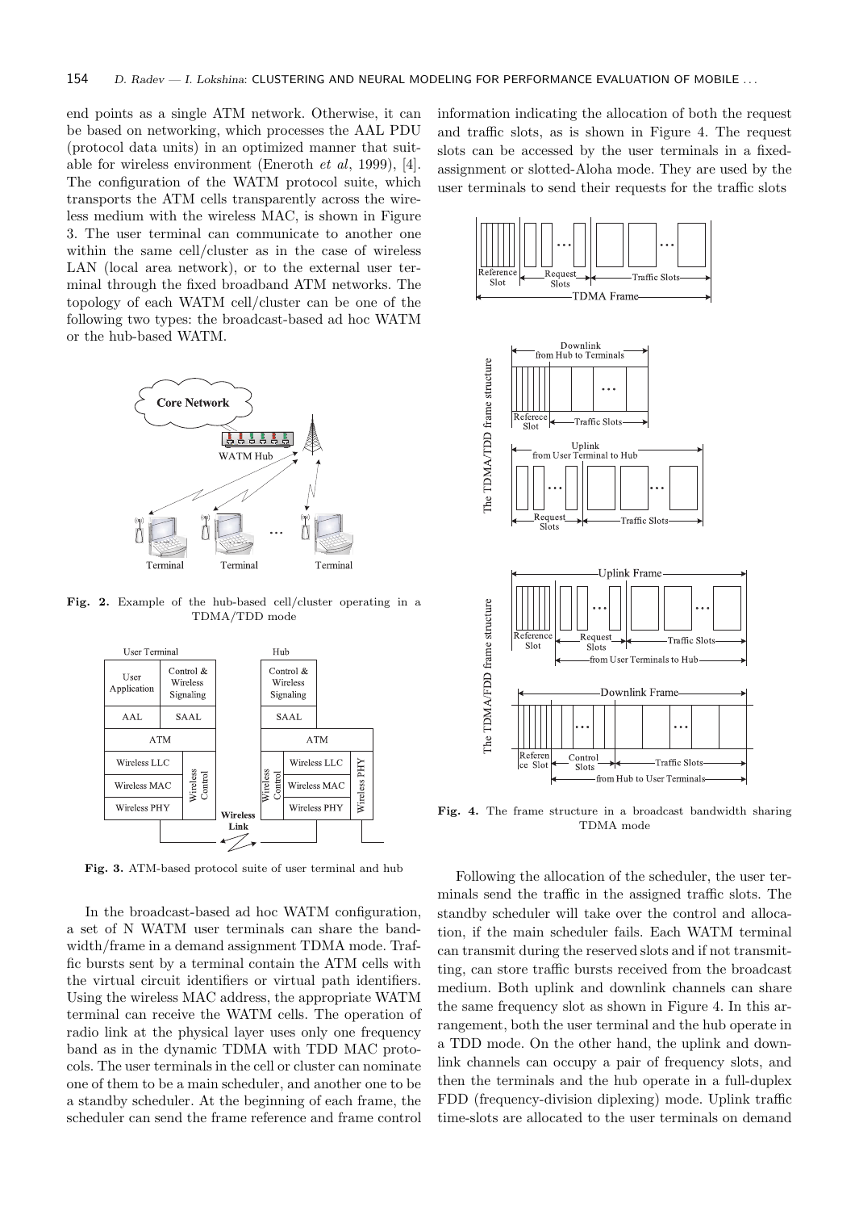end points as a single ATM network. Otherwise, it can be based on networking, which processes the AAL PDU (protocol data units) in an optimized manner that suitable for wireless environment (Eneroth *et al*, 1999), [4]. The configuration of the WATM protocol suite, which transports the ATM cells transparently across the wireless medium with the wireless MAC, is shown in Figure 3. The user terminal can communicate to another one within the same cell/cluster as in the case of wireless LAN (local area network), or to the external user terminal through the fixed broadband ATM networks. The topology of each WATM cell/cluster can be one of the following two types: the broadcast-based ad hoc WATM or the hub-based WATM.

**Fig. 2.** Example of the hub-based cell/cluster operating in a TDMA/TDD mode

**Fig. 3.** ATM-based protocol suite of user terminal and hub

In the broadcast-based ad hoc WATM configuration, a set of N WATM user terminals can share the bandwidth/frame in a demand assignment TDMA mode. Traffic bursts sent by a terminal contain the ATM cells with the virtual circuit identifiers or virtual path identifiers. Using the wireless MAC address, the appropriate WATM terminal can receive the WATM cells. The operation of radio link at the physical layer uses only one frequency band as in the dynamic TDMA with TDD MAC protocols. The user terminals in the cell or cluster can nominate one of them to be a main scheduler, and another one to be a standby scheduler. At the beginning of each frame, the scheduler can send the frame reference and frame control information indicating the allocation of both the request and traffic slots, as is shown in Figure 4. The request slots can be accessed by the user terminals in a fixed-assignment or slotted-Aloha mode. They are used by the user terminals to send their requests for the traffic slots

**Fig. 4.** The frame structure in a broadcast bandwidth sharing TDMA mode

Following the allocation of the scheduler, the user terminals send the traffic in the assigned traffic slots. The standby scheduler will take over the control and allocation, if the main scheduler fails. Each WATM terminal can transmit during the reserved slots and if not transmitting, can store traffic bursts received from the broadcast medium. Both uplink and downlink channels can share the same frequency slot as shown in Figure 4. In this arrangement, both the user terminal and the hub operate in a TDD mode. On the other hand, the uplink and downlink channels can occupy a pair of frequency slots, and then the terminals and the hub operate in a full-duplex FDD (frequency-division diplexing) mode. Uplink traffic time-slots are allocated to the user terminals on demand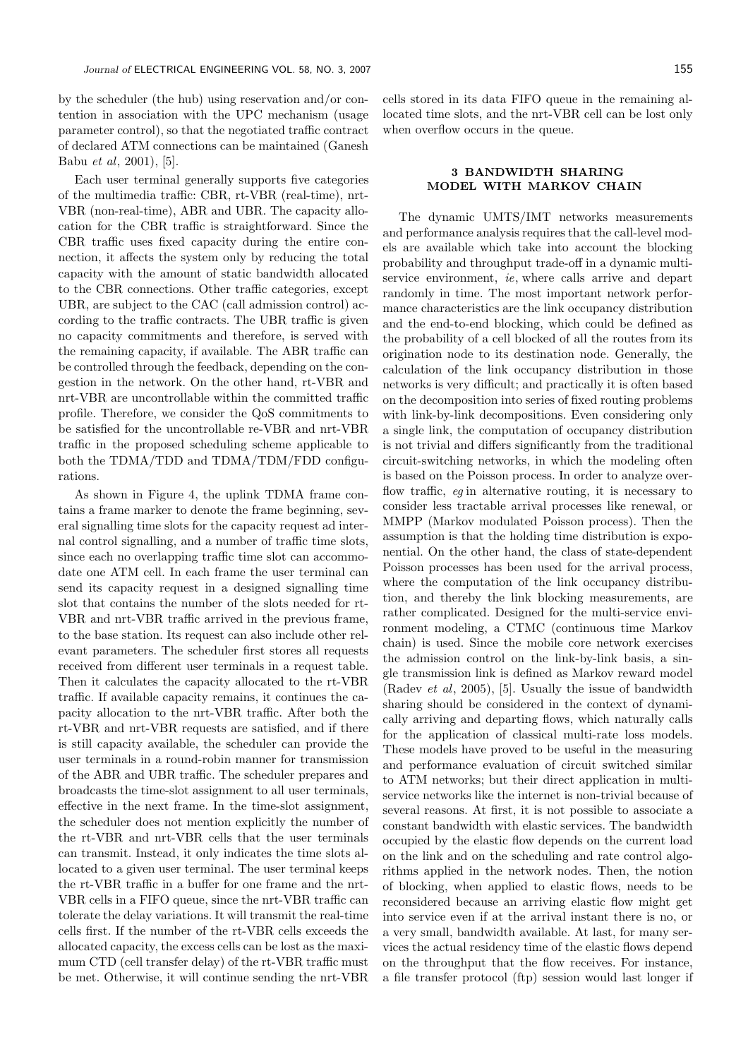by the scheduler (the hub) using reservation and/or contention in association with the UPC mechanism (usage parameter control), so that the negotiated traffic contract of declared ATM connections can be maintained (Ganesh Babu *et al*, 2001), [5].

Each user terminal generally supports five categories of the multimedia traffic: CBR, rt-VBR (real-time), nrt-VBR (non-real-time), ABR and UBR. The capacity allocation for the CBR traffic is straightforward. Since the CBR traffic uses fixed capacity during the entire connection, it affects the system only by reducing the total capacity with the amount of static bandwidth allocated to the CBR connections. Other traffic categories, except UBR, are subject to the CAC (call admission control) according to the traffic contracts. The UBR traffic is given no capacity commitments and therefore, is served with the remaining capacity, if available. The ABR traffic can be controlled through the feedback, depending on the congestion in the network. On the other hand, rt-VBR and nrt-VBR are uncontrollable within the committed traffic profile. Therefore, we consider the QoS commitments to be satisfied for the uncontrollable re-VBR and nrt-VBR traffic in the proposed scheduling scheme applicable to both the TDMA/TDD and TDMA/TDM/FDD configurations.

As shown in Figure 4, the uplink TDMA frame contains a frame marker to denote the frame beginning, several signalling time slots for the capacity request ad internal control signalling, and a number of traffic time slots, since each no overlapping traffic time slot can accommodate one ATM cell. In each frame the user terminal can send its capacity request in a designed signalling time slot that contains the number of the slots needed for rt-VBR and nrt-VBR traffic arrived in the previous frame, to the base station. Its request can also include other relevant parameters. The scheduler first stores all requests received from different user terminals in a request table. Then it calculates the capacity allocated to the rt-VBR traffic. If available capacity remains, it continues the capacity allocation to the nrt-VBR traffic. After both the rt-VBR and nrt-VBR requests are satisfied, and if there is still capacity available, the scheduler can provide the user terminals in a round-robin manner for transmission of the ABR and UBR traffic. The scheduler prepares and broadcasts the time-slot assignment to all user terminals, effective in the next frame. In the time-slot assignment, the scheduler does not mention explicitly the number of the rt-VBR and nrt-VBR cells that the user terminals can transmit. Instead, it only indicates the time slots allocated to a given user terminal. The user terminal keeps the rt-VBR traffic in a buffer for one frame and the nrt-VBR cells in a FIFO queue, since the nrt-VBR traffic can tolerate the delay variations. It will transmit the real-time cells first. If the number of the rt-VBR cells exceeds the allocated capacity, the excess cells can be lost as the maximum CTD (cell transfer delay) of the rt-VBR traffic must be met. Otherwise, it will continue sending the nrt-VBR cells stored in its data FIFO queue in the remaining allocated time slots, and the nrt-VBR cell can be lost only when overflow occurs in the queue.

## 3 BANDWIDTH SHARING MODEL WITH MARKOV CHAIN

The dynamic UMTS/IMT networks measurements and performance analysis requires that the call-level models are available which take into account the blocking probability and throughput trade-off in a dynamic multi-service environment, *ie*, where calls arrive and depart randomly in time. The most important network performance characteristics are the link occupancy distribution and the end-to-end blocking, which could be defined as the probability of a cell blocked of all the routes from its origination node to its destination node. Generally, the calculation of the link occupancy distribution in those networks is very difficult; and practically it is often based on the decomposition into series of fixed routing problems with link-by-link decompositions. Even considering only a single link, the computation of occupancy distribution is not trivial and differs significantly from the traditional circuit-switching networks, in which the modeling often is based on the Poisson process. In order to analyze overflow traffic, *eg* in alternative routing, it is necessary to consider less tractable arrival processes like renewal, or MMPP (Markov modulated Poisson process). Then the assumption is that the holding time distribution is exponential. On the other hand, the class of state-dependent Poisson processes has been used for the arrival process, where the computation of the link occupancy distribution, and thereby the link blocking measurements, are rather complicated. Designed for the multi-service environment modeling, a CTMC (continuous time Markov chain) is used. Since the mobile core network exercises the admission control on the link-by-link basis, a single transmission link is defined as Markov reward model (Radev *et al*, 2005), [5]. Usually the issue of bandwidth sharing should be considered in the context of dynamically arriving and departing flows, which naturally calls for the application of classical multi-rate loss models. These models have proved to be useful in the measuring and performance evaluation of circuit switched similar to ATM networks; but their direct application in multi-service networks like the internet is non-trivial because of several reasons. At first, it is not possible to associate a constant bandwidth with elastic services. The bandwidth occupied by the elastic flow depends on the current load on the link and on the scheduling and rate control algorithms applied in the network nodes. Then, the notion of blocking, when applied to elastic flows, needs to be reconsidered because an arriving elastic flow might get into service even if at the arrival instant there is no, or a very small, bandwidth available. At last, for many services the actual residency time of the elastic flows depend on the throughput that the flow receives. For instance, a file transfer protocol (ftp) session would last longer if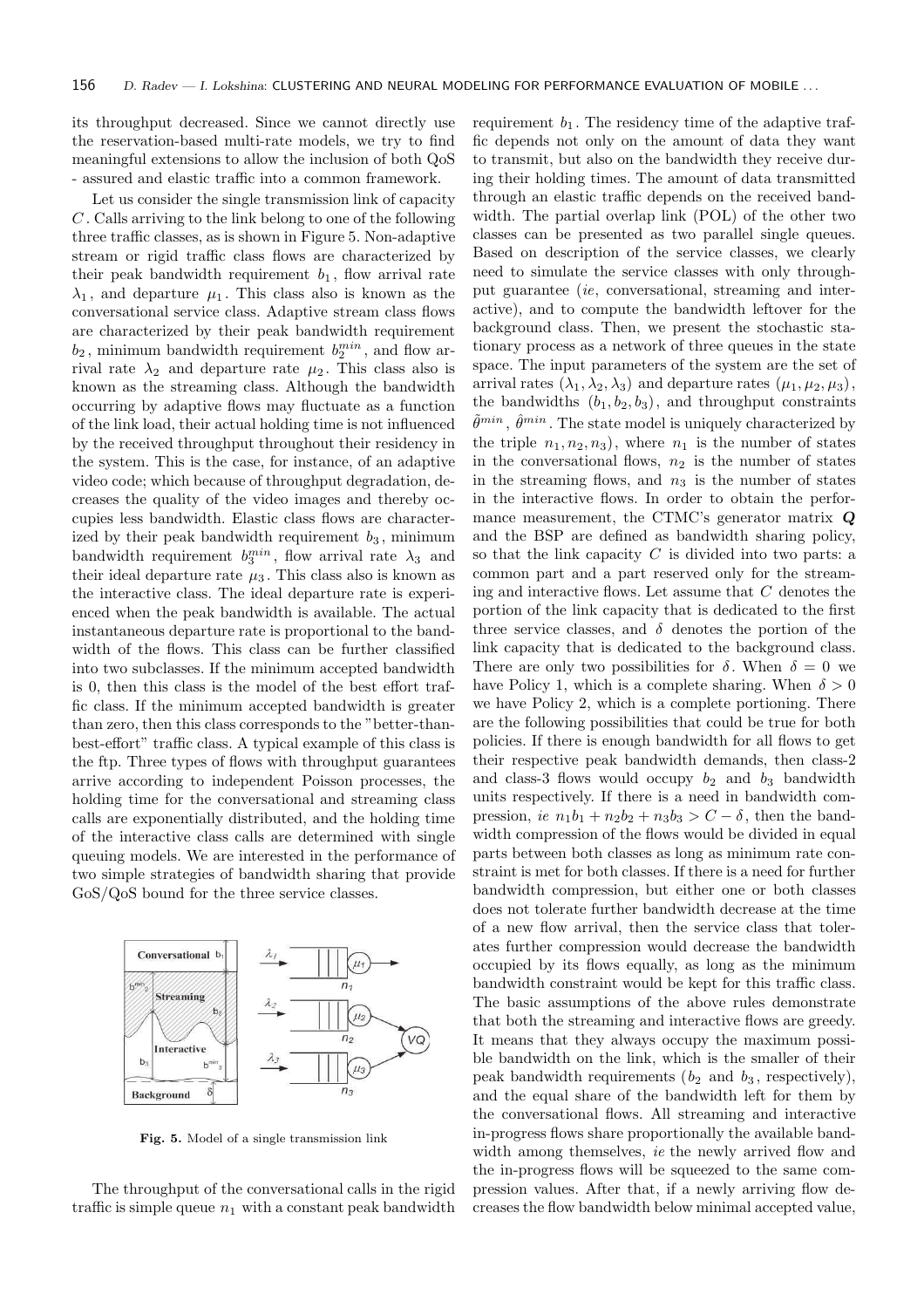its throughput decreased. Since we cannot directly use the reservation-based multi-rate models, we try to find meaningful extensions to allow the inclusion of both QoS - assured and elastic traffic into a common framework.

Let us consider the single transmission link of capacity $C$. Calls arriving to the link belong to one of the following three traffic classes, as is shown in Figure 5. Non-adaptive stream or rigid traffic class flows are characterized by their peak bandwidth requirement $b_1$, flow arrival rate $\lambda_1$, and departure $\mu_1$. This class also is known as the conversational service class. Adaptive stream class flows are characterized by their peak bandwidth requirement $b_2$, minimum bandwidth requirement $b_2^{min}$, and flow arrival rate $\lambda_2$ and departure rate $\mu_2$. This class also is known as the streaming class. Although the bandwidth occurring by adaptive flows may fluctuate as a function of the link load, their actual holding time is not influenced by the received throughput throughout their residency in the system. This is the case, for instance, of an adaptive video code; which because of throughput degradation, decreases the quality of the video images and thereby occupies less bandwidth. Elastic class flows are characterized by their peak bandwidth requirement $b_3$, minimum bandwidth requirement $b_3^{min}$, flow arrival rate $\lambda_3$ and their ideal departure rate $\mu_3$. This class also is known as the interactive class. The ideal departure rate is experienced when the peak bandwidth is available. The actual instantaneous departure rate is proportional to the bandwidth of the flows. This class can be further classified into two subclasses. If the minimum accepted bandwidth is 0, then this class is the model of the best effort traffic class. If the minimum accepted bandwidth is greater than zero, then this class corresponds to the "better-than-best-effort" traffic class. A typical example of this class is the ftp. Three types of flows with throughput guarantees arrive according to independent Poisson processes, the holding time for the conversational and streaming class calls are exponentially distributed, and the holding time of the interactive class calls are determined with single queuing models. We are interested in the performance of two simple strategies of bandwidth sharing that provide GoS/QoS bound for the three service classes.

**Fig. 5.** Model of a single transmission link

The throughput of the conversational calls in the rigid traffic is simple queue $n_1$ with a constant peak bandwidth requirement $b_1$. The residency time of the adaptive traffic depends not only on the amount of data they want to transmit, but also on the bandwidth they receive during their holding times. The amount of data transmitted through an elastic traffic depends on the received bandwidth. The partial overlap link (POL) of the other two classes can be presented as two parallel single queues. Based on description of the service classes, we clearly need to simulate the service classes with only throughput guarantee (*ie*, conversational, streaming and interactive), and to compute the bandwidth leftover for the background class. Then, we present the stochastic stationary process as a network of three queues in the state space. The input parameters of the system are the set of arrival rates $(\lambda_1, \lambda_2, \lambda_3)$ and departure rates $(\mu_1, \mu_2, \mu_3)$, the bandwidths $(b_1, b_2, b_3)$, and throughput constraints $\hat{\theta}^{min}$, $\hat{\theta}^{min}$. The state model is uniquely characterized by the triple $n_1, n_2, n_3)$, where $n_1$ is the number of states in the conversational flows, $n_2$ is the number of states in the streaming flows, and $n_3$ is the number of states in the interactive flows. In order to obtain the performance measurement, the CTMC's generator matrix $\boldsymbol{Q}$ and the BSP are defined as bandwidth sharing policy, so that the link capacity $C$ is divided into two parts: a common part and a part reserved only for the streaming and interactive flows. Let assume that $C$ denotes the portion of the link capacity that is dedicated to the first three service classes, and $\delta$ denotes the portion of the link capacity that is dedicated to the background class. There are only two possibilities for $\delta$. When $\delta = 0$ we have Policy 1, which is a complete sharing. When $\delta > 0$ we have Policy 2, which is a complete portioning. There are the following possibilities that could be true for both policies. If there is enough bandwidth for all flows to get their respective peak bandwidth demands, then class-2 and class-3 flows would occupy $b_2$ and $b_3$ bandwidth units respectively. If there is a need in bandwidth compression, *ie* $n_1b_1 + n_2b_2 + n_3b_3 > C - \delta$, then the bandwidth compression of the flows would be divided in equal parts between both classes as long as minimum rate constraint is met for both classes. If there is a need for further bandwidth compression, but either one or both classes does not tolerate further bandwidth decrease at the time of a new flow arrival, then the service class that tolerates further compression would decrease the bandwidth occupied by its flows equally, as long as the minimum bandwidth constraint would be kept for this traffic class. The basic assumptions of the above rules demonstrate that both the streaming and interactive flows are greedy. It means that they always occupy the maximum possible bandwidth on the link, which is the smaller of their peak bandwidth requirements ($b_2$ and $b_3$, respectively), and the equal share of the bandwidth left for them by the conversational flows. All streaming and interactive in-progress flows share proportionally the available bandwidth among themselves, *ie* the newly arrived flow and the in-progress flows will be squeezed to the same compression values. After that, if a newly arriving flow decreases the flow bandwidth below minimal accepted value,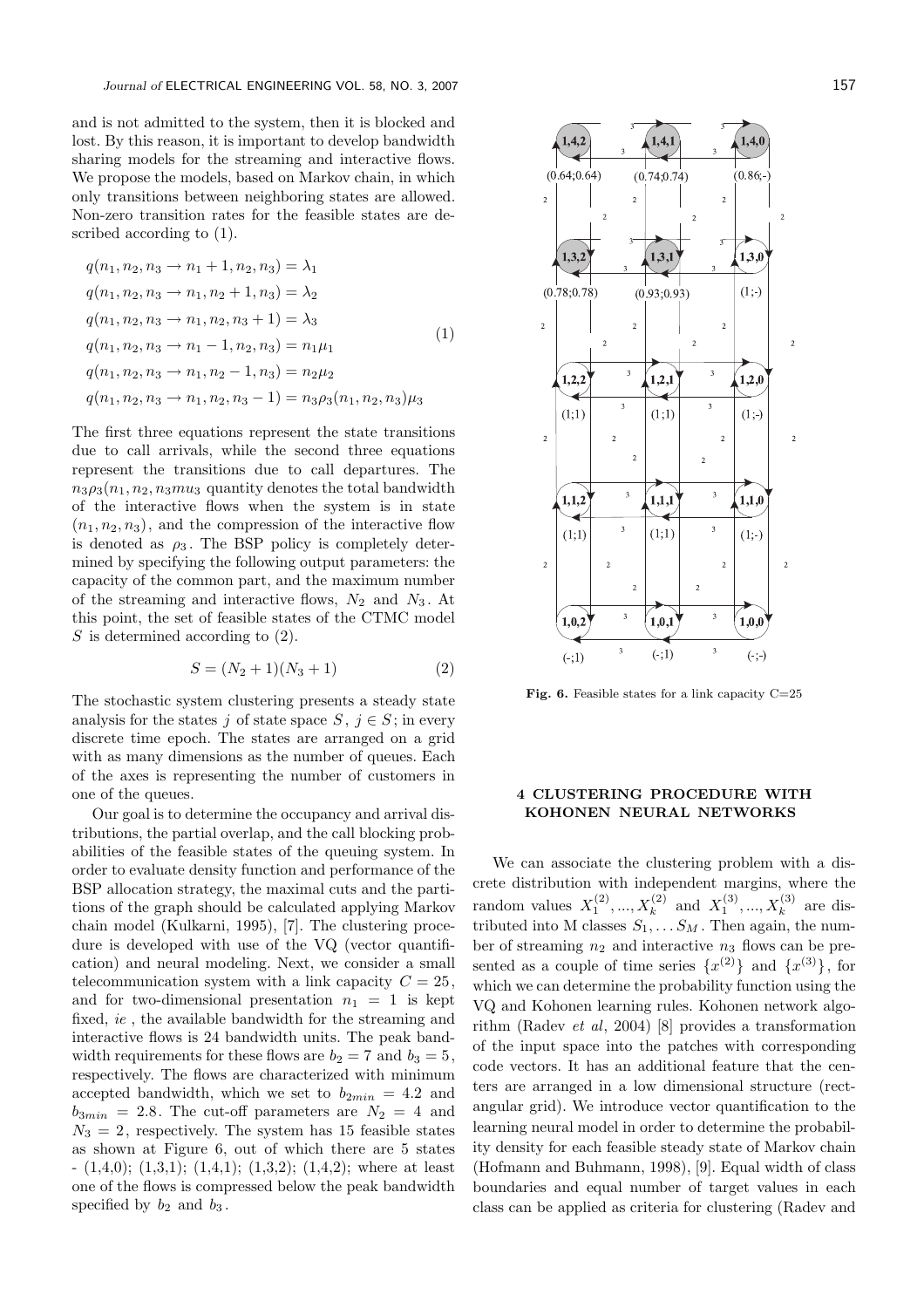and is not admitted to the system, then it is blocked and lost. By this reason, it is important to develop bandwidth sharing models for the streaming and interactive flows. We propose the models, based on Markov chain, in which only transitions between neighboring states are allowed. Non-zero transition rates for the feasible states are described according to (1).

$$
\begin{aligned}
&q(n_1,n_2,n_3 \rightarrow n_1+1,n_2,n_3) = \lambda_1 \\
&q(n_1,n_2,n_3 \rightarrow n_1,n_2+1,n_3) = \lambda_2 \\
&q(n_1,n_2,n_3 \rightarrow n_1,n_2,n_3+1) = \lambda_3 \\
&q(n_1,n_2,n_3 \rightarrow n_1-1,n_2,n_3) = n_1\mu_1 \\
&q(n_1,n_2,n_3 \rightarrow n_1,n_2-1,n_3) = n_2\mu_2 \\
&q(n_1,n_2,n_3 \rightarrow n_1,n_2,n_3-1) = n_3\rho_3(n_1,n_2,n_3)\mu_3
\end{aligned}
\tag{1}
$$

The first three equations represent the state transitions due to call arrivals, while the second three equations represent the transitions due to call departures. The $n_3\rho_3(n_1,n_2,n_3mu_3$ quantity denotes the total bandwidth of the interactive flows when the system is in state $(n_1,n_2,n_3)$, and the compression of the interactive flow is denoted as $\rho_3$. The BSP policy is completely determined by specifying the following output parameters: the capacity of the common part, and the maximum number of the streaming and interactive flows, $N_2$ and $N_3$. At this point, the set of feasible states of the CTMC model $S$ is determined according to (2).

$$
S = (N_2+1)(N_3+1) \tag{2}
$$

The stochastic system clustering presents a steady state analysis for the states $j$ of state space $S$, $j \in S$; in every discrete time epoch. The states are arranged on a grid with as many dimensions as the number of queues. Each of the axes is representing the number of customers in one of the queues.

Our goal is to determine the occupancy and arrival distributions, the partial overlap, and the call blocking probabilities of the feasible states of the queuing system. In order to evaluate density function and performance of the BSP allocation strategy, the maximal cuts and the partitions of the graph should be calculated applying Markov chain model (Kulkarni, 1995), [7]. The clustering procedure is developed with use of the VQ (vector quantification) and neural modeling. Next, we consider a small telecommunication system with a link capacity $C = 25$, and for two-dimensional presentation $n_1 = 1$ is kept fixed, *ie* , the available bandwidth for the streaming and interactive flows is 24 bandwidth units. The peak bandwidth requirements for these flows are $b_2 = 7$ and $b_3 = 5$, respectively. The flows are characterized with minimum accepted bandwidth, which we set to $b_{2min} = 4.2$ and $b_{3min} = 2.8$. The cut-off parameters are $N_2 = 4$ and $N_3 = 2$, respectively. The system has 15 feasible states as shown at Figure 6, out of which there are 5 states - (1,4,0); (1,3,1); (1,4,1); (1,3,2); (1,4,2); where at least one of the flows is compressed below the peak bandwidth specified by $b_2$ and $b_3$.

**Fig. 6.** Feasible states for a link capacity C=25

## 4 CLUSTERING PROCEDURE WITH KOHONEN NEURAL NETWORKS

We can associate the clustering problem with a discrete distribution with independent margins, where the random values $X_1^{(2)},...,X_k^{(2)}$ and $X_1^{(3)},...,X_k^{(3)}$ are distributed into M classes $S_1,\ldots S_M$. Then again, the number of streaming $n_2$ and interactive $n_3$ flows can be presented as a couple of time series $\{x^{(2)}\}$ and $\{x^{(3)}\}$, for which we can determine the probability function using the VQ and Kohonen learning rules. Kohonen network algorithm (Radev *et al*, 2004) [8] provides a transformation of the input space into the patches with corresponding code vectors. It has an additional feature that the centers are arranged in a low dimensional structure (rectangular grid). We introduce vector quantification to the learning neural model in order to determine the probability density for each feasible steady state of Markov chain (Hofmann and Buhmann, 1998), [9]. Equal width of class boundaries and equal number of target values in each class can be applied as criteria for clustering (Radev and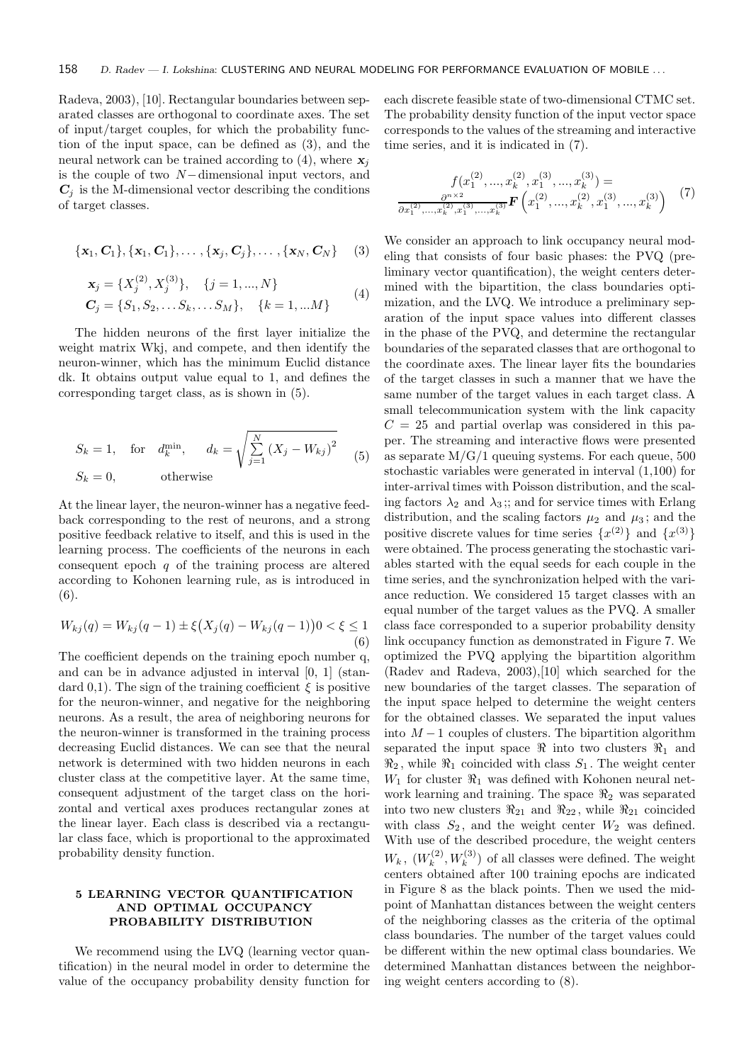Radeva, 2003), [10]. Rectangular boundaries between separated classes are orthogonal to coordinate axes. The set of input/target couples, for which the probability function of the input space, can be defined as (3), and the neural network can be trained according to (4), where $\boldsymbol{x}_j$ is the couple of two $N-$dimensional input vectors, and $\boldsymbol{C}_j$ is the M-dimensional vector describing the conditions of target classes.

$$\{\mathbf{x}_1, \boldsymbol{C}_1\}, \{\mathbf{x}_1, \boldsymbol{C}_1\}, \ldots, \{\mathbf{x}_j, \boldsymbol{C}_j\}, \ldots, \{\mathbf{x}_N, \boldsymbol{C}_N\} \quad (3)$$

$$\begin{aligned} &\mathbf{x}_j = \{X_j^{(2)}, X_j^{(3)}\}, \quad \{j = 1, ..., N\} \\ &\boldsymbol{C}_j = \{S_1, S_2, \ldots S_k, \ldots S_M\}, \quad \{k = 1, ...M\} \end{aligned} \quad (4)$$

The hidden neurons of the first layer initialize the weight matrix Wkj, and compete, and then identify the neuron-winner, which has the minimum Euclid distance dk. It obtains output value equal to 1, and defines the corresponding target class, as is shown in (5).

$$\begin{aligned} &S_k = 1, \quad \text{for} \quad d_k^{\min}, \qquad d_k = \sqrt{\sum_{j=1}^{N} \left(X_j - W_{kj}\right)^2} \\ &S_k = 0, \qquad\quad \text{otherwise} \end{aligned} \quad (5)$$

At the linear layer, the neuron-winner has a negative feedback corresponding to the rest of neurons, and a strong positive feedback relative to itself, and this is used in the learning process. The coefficients of the neurons in each consequent epoch $q$ of the training process are altered according to Kohonen learning rule, as is introduced in (6).

$$W_{kj}(q) = W_{kj}(q-1) \pm \xi\big(X_j(q) - W_{kj}(q-1)\big) 0 < \xi \leq 1 \quad (6)$$

The coefficient depends on the training epoch number q, and can be in advance adjusted in interval [0, 1] (standard 0,1). The sign of the training coefficient $\xi$ is positive for the neuron-winner, and negative for the neighboring neurons. As a result, the area of neighboring neurons for the neuron-winner is transformed in the training process decreasing Euclid distances. We can see that the neural network is determined with two hidden neurons in each cluster class at the competitive layer. At the same time, consequent adjustment of the target class on the horizontal and vertical axes produces rectangular zones at the linear layer. Each class is described via a rectangular class face, which is proportional to the approximated probability density function.

## 5 LEARNING VECTOR QUANTIFICATION AND OPTIMAL OCCUPANCY PROBABILITY DISTRIBUTION

We recommend using the LVQ (learning vector quantification) in the neural model in order to determine the value of the occupancy probability density function for each discrete feasible state of two-dimensional CTMC set. The probability density function of the input vector space corresponds to the values of the streaming and interactive time series, and it is indicated in (7).

$$f(x_1^{(2)}, ..., x_k^{(2)}, x_1^{(3)}, ..., x_k^{(3)}) = \frac{\partial^{n \times 2}}{\partial x_1^{(2)}, ..., x_k^{(2)}, x_1^{(3)}, ..., x_k^{(3)}} \boldsymbol{F}\left(x_1^{(2)}, ..., x_k^{(2)}, x_1^{(3)}, ..., x_k^{(3)}\right) \quad (7)$$

We consider an approach to link occupancy neural modeling that consists of four basic phases: the PVQ (preliminary vector quantification), the weight centers determined with the bipartition, the class boundaries optimization, and the LVQ. We introduce a preliminary separation of the input space values into different classes in the phase of the PVQ, and determine the rectangular boundaries of the separated classes that are orthogonal to the coordinate axes. The linear layer fits the boundaries of the target classes in such a manner that we have the same number of the target values in each target class. A small telecommunication system with the link capacity $C = 25$ and partial overlap was considered in this paper. The streaming and interactive flows were presented as separate M/G/1 queuing systems. For each queue, 500 stochastic variables were generated in interval (1,100) for inter-arrival times with Poisson distribution, and the scaling factors $\lambda_2$ and $\lambda_3$;; and for service times with Erlang distribution, and the scaling factors $\mu_2$ and $\mu_3$; and the positive discrete values for time series $\{x^{(2)}\}$ and $\{x^{(3)}\}$ were obtained. The process generating the stochastic variables started with the equal seeds for each couple in the time series, and the synchronization helped with the variance reduction. We considered 15 target classes with an equal number of the target values as the PVQ. A smaller class face corresponded to a superior probability density link occupancy function as demonstrated in Figure 7. We optimized the PVQ applying the bipartition algorithm (Radev and Radeva, 2003),[10] which searched for the new boundaries of the target classes. The separation of the input space helped to determine the weight centers for the obtained classes. We separated the input values into $M-1$ couples of clusters. The bipartition algorithm separated the input space $\Re$ into two clusters $\Re_1$ and $\Re_2$, while $\Re_1$ coincided with class $S_1$. The weight center $W_1$ for cluster $\Re_1$ was defined with Kohonen neural network learning and training. The space $\Re_2$ was separated into two new clusters $\Re_{21}$ and $\Re_{22}$, while $\Re_{21}$ coincided with class $S_2$, and the weight center $W_2$ was defined. With use of the described procedure, the weight centers $W_k$, $(W_k^{(2)}, W_k^{(3)})$ of all classes were defined. The weight centers obtained after 100 training epochs are indicated in Figure 8 as the black points. Then we used the midpoint of Manhattan distances between the weight centers of the neighboring classes as the criteria of the optimal class boundaries. The number of the target values could be different within the new optimal class boundaries. We determined Manhattan distances between the neighboring weight centers according to (8).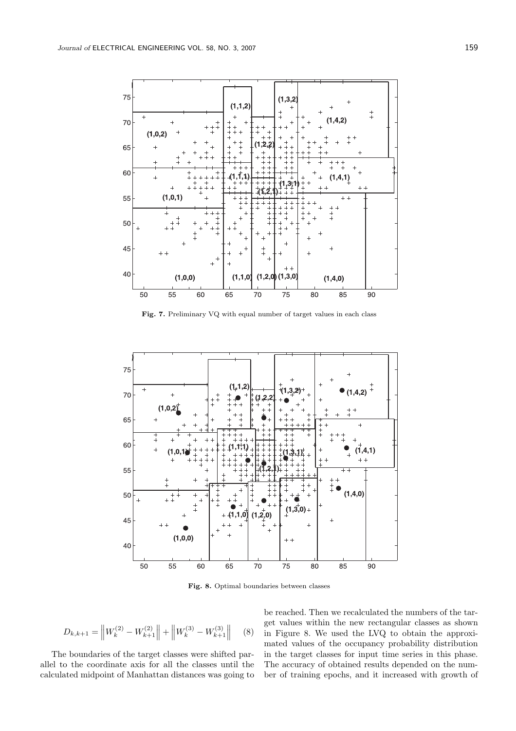**Fig. 7.** Preliminary VQ with equal number of target values in each class

**Fig. 8.** Optimal boundaries between classes

$$D_{k,k+1} = \left\| W_k^{(2)} - W_{k+1}^{(2)} \right\| + \left\| W_k^{(3)} - W_{k+1}^{(3)} \right\| \qquad (8)$$

The boundaries of the target classes were shifted parallel to the coordinate axis for all the classes until the calculated midpoint of Manhattan distances was going to be reached. Then we recalculated the numbers of the target values within the new rectangular classes as shown in Figure 8. We used the LVQ to obtain the approximated values of the occupancy probability distribution in the target classes for input time series in this phase. The accuracy of obtained results depended on the number of training epochs, and it increased with growth of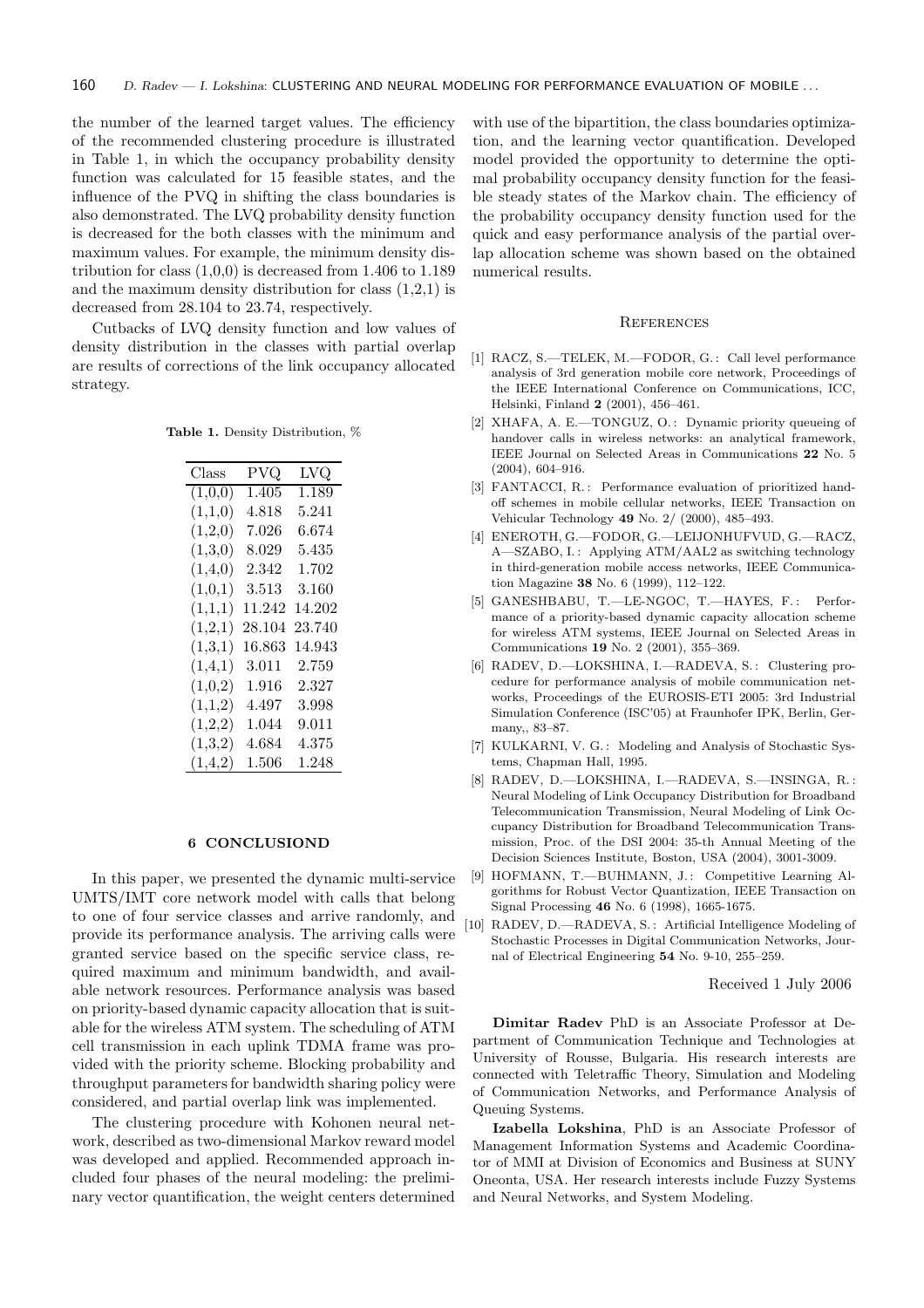the number of the learned target values. The efficiency of the recommended clustering procedure is illustrated in Table 1, in which the occupancy probability density function was calculated for 15 feasible states, and the influence of the PVQ in shifting the class boundaries is also demonstrated. The LVQ probability density function is decreased for the both classes with the minimum and maximum values. For example, the minimum density distribution for class (1,0,0) is decreased from 1.406 to 1.189 and the maximum density distribution for class (1,2,1) is decreased from 28.104 to 23.74, respectively.

Cutbacks of LVQ density function and low values of density distribution in the classes with partial overlap are results of corrections of the link occupancy allocated strategy.

**Table 1.** Density Distribution, %

| Class | PVQ | LVQ |
|---|---|---|
| (1,0,0) | 1.405 | 1.189 |
| (1,1,0) | 4.818 | 5.241 |
| (1,2,0) | 7.026 | 6.674 |
| (1,3,0) | 8.029 | 5.435 |
| (1,4,0) | 2.342 | 1.702 |
| (1,0,1) | 3.513 | 3.160 |
| (1,1,1) | 11.242 | 14.202 |
| (1,2,1) | 28.104 | 23.740 |
| (1,3,1) | 16.863 | 14.943 |
| (1,4,1) | 3.011 | 2.759 |
| (1,0,2) | 1.916 | 2.327 |
| (1,1,2) | 4.497 | 3.998 |
| (1,2,2) | 1.044 | 9.011 |
| (1,3,2) | 4.684 | 4.375 |
| (1,4,2) | 1.506 | 1.248 |

## 6 CONCLUSIOND

In this paper, we presented the dynamic multi-service UMTS/IMT core network model with calls that belong to one of four service classes and arrive randomly, and provide its performance analysis. The arriving calls were granted service based on the specific service class, required maximum and minimum bandwidth, and available network resources. Performance analysis was based on priority-based dynamic capacity allocation that is suitable for the wireless ATM system. The scheduling of ATM cell transmission in each uplink TDMA frame was provided with the priority scheme. Blocking probability and throughput parameters for bandwidth sharing policy were considered, and partial overlap link was implemented.

The clustering procedure with Kohonen neural network, described as two-dimensional Markov reward model was developed and applied. Recommended approach included four phases of the neural modeling: the preliminary vector quantification, the weight centers determined with use of the bipartition, the class boundaries optimization, and the learning vector quantification. Developed model provided the opportunity to determine the optimal probability occupancy density function for the feasible steady states of the Markov chain. The efficiency of the probability occupancy density function used for the quick and easy performance analysis of the partial overlap allocation scheme was shown based on the obtained numerical results.

## References

[1] RACZ, S.—TELEK, M.—FODOR, G.: Call level performance analysis of 3rd generation mobile core network, Proceedings of the IEEE International Conference on Communications, ICC, Helsinki, Finland **2** (2001), 456–461.

[2] XHAFA, A. E.—TONGUZ, O.: Dynamic priority queueing of handover calls in wireless networks: an analytical framework, IEEE Journal on Selected Areas in Communications **22** No. 5 (2004), 604–916.

[3] FANTACCI, R.: Performance evaluation of prioritized handoff schemes in mobile cellular networks, IEEE Transaction on Vehicular Technology **49** No. 2/ (2000), 485–493.

[4] ENEROTH, G.—FODOR, G.—LEIJONHUFVUD, G.—RACZ, A—SZABO, I.: Applying ATM/AAL2 as switching technology in third-generation mobile access networks, IEEE Communication Magazine **38** No. 6 (1999), 112–122.

[5] GANESHBABU, T.—LE-NGOC, T.—HAYES, F.: Performance of a priority-based dynamic capacity allocation scheme for wireless ATM systems, IEEE Journal on Selected Areas in Communications **19** No. 2 (2001), 355–369.

[6] RADEV, D.—LOKSHINA, I.—RADEVA, S.: Clustering procedure for performance analysis of mobile communication networks, Proceedings of the EUROSIS-ETI 2005: 3rd Industrial Simulation Conference (ISC'05) at Fraunhofer IPK, Berlin, Germany,, 83–87.

[7] KULKARNI, V. G.: Modeling and Analysis of Stochastic Systems, Chapman Hall, 1995.

[8] RADEV, D.—LOKSHINA, I.—RADEVA, S.—INSINGA, R.: Neural Modeling of Link Occupancy Distribution for Broadband Telecommunication Transmission, Neural Modeling of Link Occupancy Distribution for Broadband Telecommunication Transmission, Proc. of the DSI 2004: 35-th Annual Meeting of the Decision Sciences Institute, Boston, USA (2004), 3001-3009.

[9] HOFMANN, T.—BUHMANN, J.: Competitive Learning Algorithms for Robust Vector Quantization, IEEE Transaction on Signal Processing **46** No. 6 (1998), 1665-1675.

[10] RADEV, D.—RADEVA, S.: Artificial Intelligence Modeling of Stochastic Processes in Digital Communication Networks, Journal of Electrical Engineering **54** No. 9-10, 255–259.

Received 1 July 2006

**Dimitar Radev** PhD is an Associate Professor at Department of Communication Technique and Technologies at University of Rousse, Bulgaria. His research interests are connected with Teletraffic Theory, Simulation and Modeling of Communication Networks, and Performance Analysis of Queuing Systems.

**Izabella Lokshina**, PhD is an Associate Professor of Management Information Systems and Academic Coordinator of MMI at Division of Economics and Business at SUNY Oneonta, USA. Her research interests include Fuzzy Systems and Neural Networks, and System Modeling.